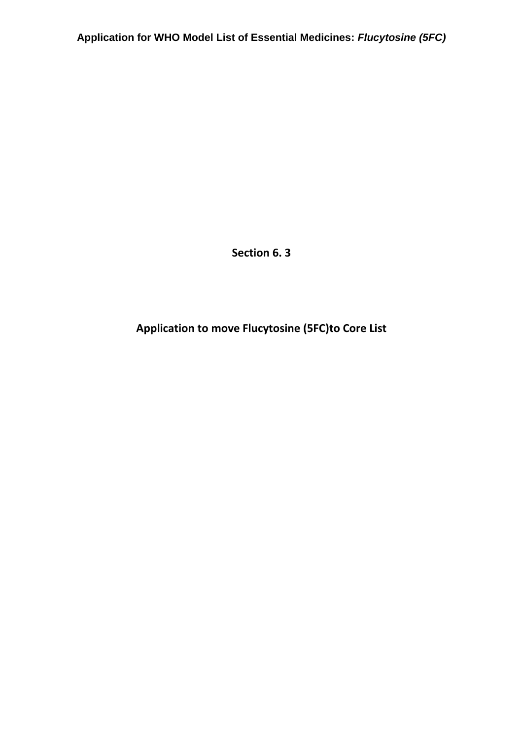# Section 6. 3

# Application to move Flucytosine (5FC)to Core List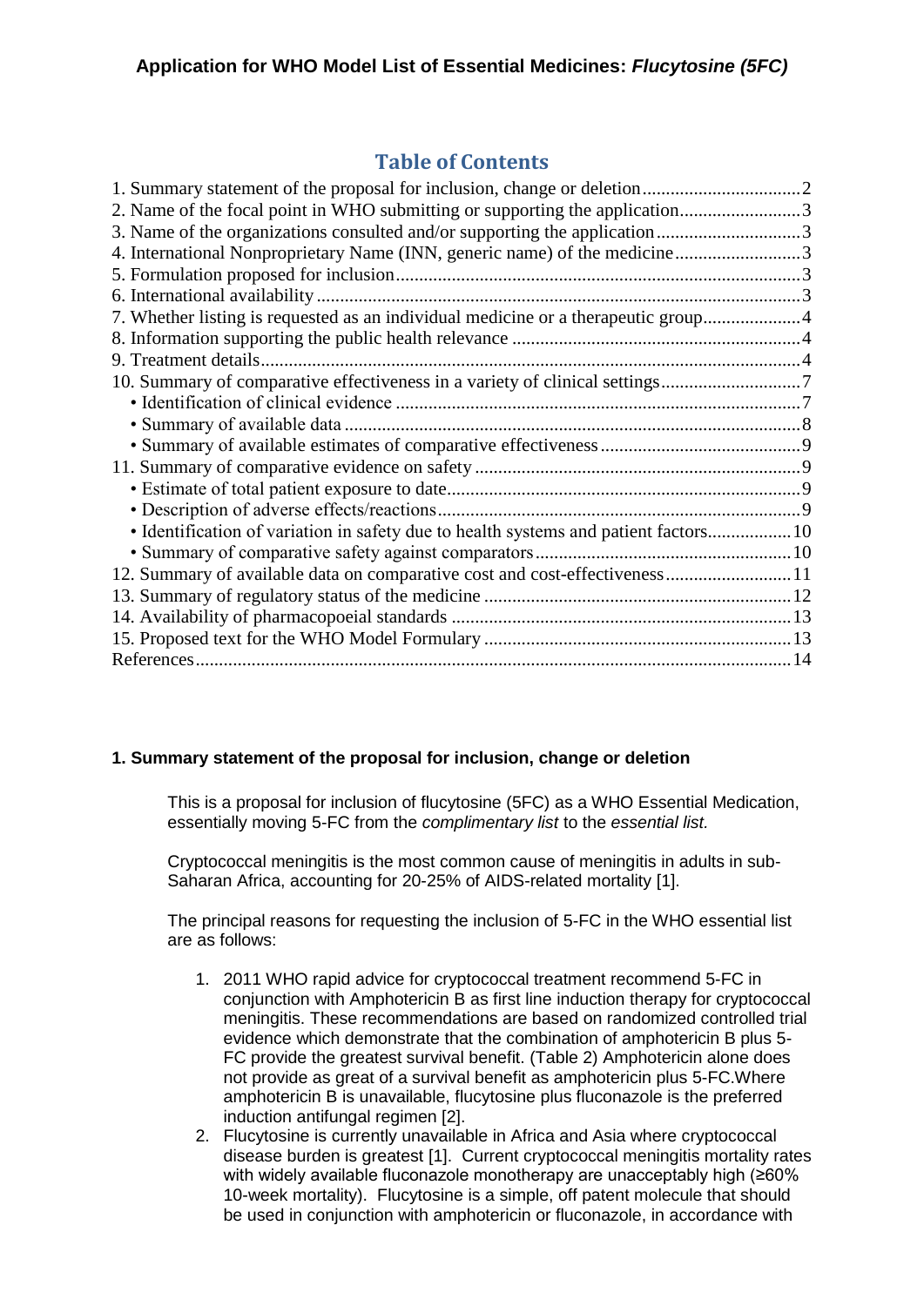## Table of Contents

1. Summary statement of the proposal for inclusion, change or deletion .................................2
2. Name of the focal point in WHO submitting or supporting the application.........................3
3. Name of the organizations consulted and/or supporting the application ..............................3
4. International Nonproprietary Name (INN, generic name) of the medicine ..........................3
5. Formulation proposed for inclusion......................................................................................3
6. International availability .......................................................................................................3
7. Whether listing is requested as an individual medicine or a therapeutic group.....................4
8. Information supporting the public health relevance .............................................................4
9. Treatment details...................................................................................................................4
10. Summary of comparative effectiveness in a variety of clinical settings.............................7
   • Identification of clinical evidence ......................................................................................7
   • Summary of available data .................................................................................................8
   • Summary of available estimates of comparative effectiveness..........................................9
11. Summary of comparative evidence on safety .....................................................................9
   • Estimate of total patient exposure to date...........................................................................9
   • Description of adverse effects/reactions.............................................................................9
   • Identification of variation in safety due to health systems and patient factors.................10
   • Summary of comparative safety against comparators.......................................................10
12. Summary of available data on comparative cost and cost-effectiveness..........................11
13. Summary of regulatory status of the medicine .................................................................12
14. Availability of pharmacopoeial standards .........................................................................13
15. Proposed text for the WHO Model Formulary .................................................................13
References..............................................................................................................................14

### 1. Summary statement of the proposal for inclusion, change or deletion

This is a proposal for inclusion of flucytosine (5FC) as a WHO Essential Medication, essentially moving 5-FC from the *complimentary list* to the *essential list.*

Cryptococcal meningitis is the most common cause of meningitis in adults in sub-Saharan Africa, accounting for 20-25% of AIDS-related mortality [1].

The principal reasons for requesting the inclusion of 5-FC in the WHO essential list are as follows:

1. 2011 WHO rapid advice for cryptococcal treatment recommend 5-FC in conjunction with Amphotericin B as first line induction therapy for cryptococcal meningitis. These recommendations are based on randomized controlled trial evidence which demonstrate that the combination of amphotericin B plus 5-FC provide the greatest survival benefit. (Table 2) Amphotericin alone does not provide as great of a survival benefit as amphotericin plus 5-FC.Where amphotericin B is unavailable, flucytosine plus fluconazole is the preferred induction antifungal regimen [2].
2. Flucytosine is currently unavailable in Africa and Asia where cryptococcal disease burden is greatest [1]. Current cryptococcal meningitis mortality rates with widely available fluconazole monotherapy are unacceptably high (≥60% 10-week mortality). Flucytosine is a simple, off patent molecule that should be used in conjunction with amphotericin or fluconazole, in accordance with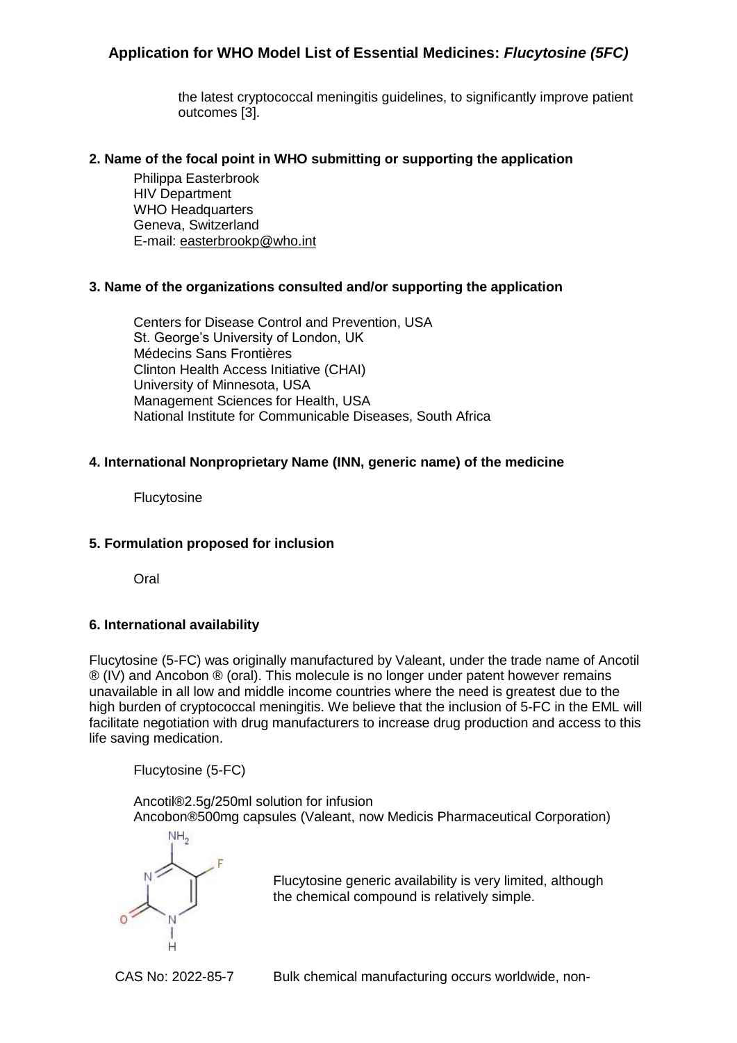the latest cryptococcal meningitis guidelines, to significantly improve patient outcomes [3].

## 2. Name of the focal point in WHO submitting or supporting the application

Philippa Easterbrook
HIV Department
WHO Headquarters
Geneva, Switzerland
E-mail: easterbrookp@who.int

## 3. Name of the organizations consulted and/or supporting the application

Centers for Disease Control and Prevention, USA
St. George's University of London, UK
Médecins Sans Frontières
Clinton Health Access Initiative (CHAI)
University of Minnesota, USA
Management Sciences for Health, USA
National Institute for Communicable Diseases, South Africa

## 4. International Nonproprietary Name (INN, generic name) of the medicine

Flucytosine

## 5. Formulation proposed for inclusion

Oral

## 6. International availability

Flucytosine (5-FC) was originally manufactured by Valeant, under the trade name of Ancotil ® (IV) and Ancobon ® (oral). This molecule is no longer under patent however remains unavailable in all low and middle income countries where the need is greatest due to the high burden of cryptococcal meningitis. We believe that the inclusion of 5-FC in the EML will facilitate negotiation with drug manufacturers to increase drug production and access to this life saving medication.

Flucytosine (5-FC)

Ancotil®2.5g/250ml solution for infusion
Ancobon®500mg capsules (Valeant, now Medicis Pharmaceutical Corporation)

$NH_2$
N
F
O
N
H

Flucytosine generic availability is very limited, although the chemical compound is relatively simple.

CAS No: 2022-85-7

Bulk chemical manufacturing occurs worldwide, non-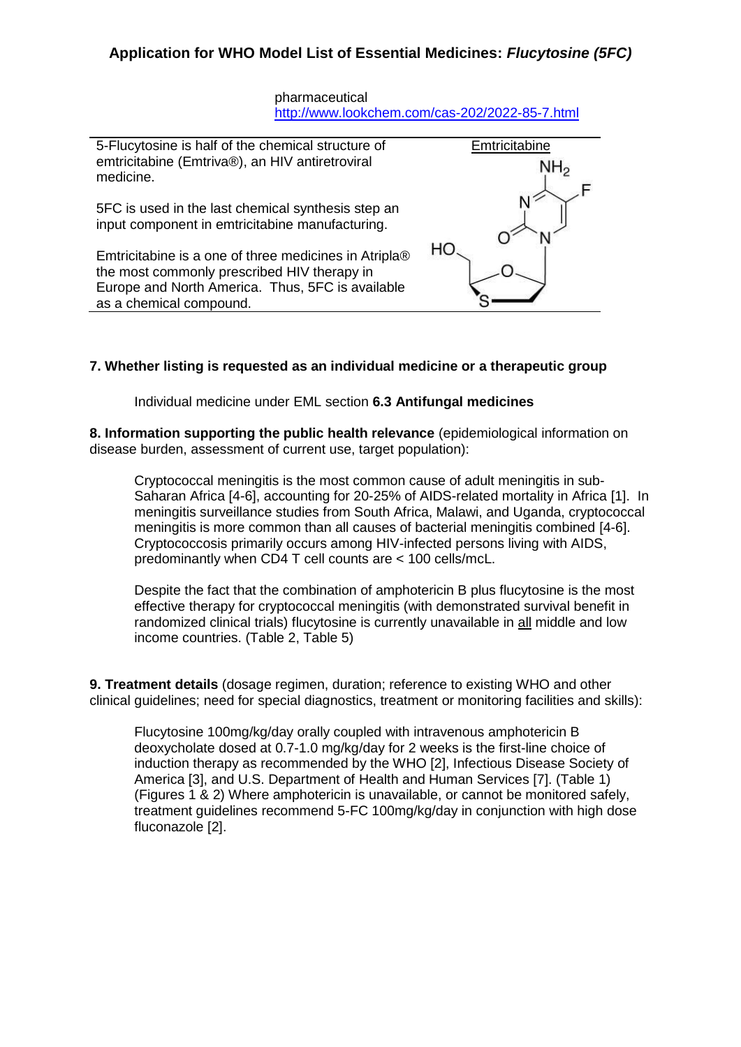pharmaceutical
http://www.lookchem.com/cas-202/2022-85-7.html

| | |
|---|---|
| 5-Flucytosine is half of the chemical structure of emtricitabine (Emtriva®), an HIV antiretroviral medicine.<br><br>5FC is used in the last chemical synthesis step an input component in emtricitabine manufacturing.<br><br>Emtricitabine is a one of three medicines in Atripla® the most commonly prescribed HIV therapy in Europe and North America. Thus, 5FC is available as a chemical compound. | Emtricitabine |

## 7. Whether listing is requested as an individual medicine or a therapeutic group

Individual medicine under EML section **6.3 Antifungal medicines**

**8. Information supporting the public health relevance** (epidemiological information on disease burden, assessment of current use, target population):

Cryptococcal meningitis is the most common cause of adult meningitis in sub-Saharan Africa [4-6], accounting for 20-25% of AIDS-related mortality in Africa [1]. In meningitis surveillance studies from South Africa, Malawi, and Uganda, cryptococcal meningitis is more common than all causes of bacterial meningitis combined [4-6]. Cryptococcosis primarily occurs among HIV-infected persons living with AIDS, predominantly when CD4 T cell counts are < 100 cells/mcL.

Despite the fact that the combination of amphotericin B plus flucytosine is the most effective therapy for cryptococcal meningitis (with demonstrated survival benefit in randomized clinical trials) flucytosine is currently unavailable in all middle and low income countries. (Table 2, Table 5)

**9. Treatment details** (dosage regimen, duration; reference to existing WHO and other clinical guidelines; need for special diagnostics, treatment or monitoring facilities and skills):

Flucytosine 100mg/kg/day orally coupled with intravenous amphotericin B deoxycholate dosed at 0.7-1.0 mg/kg/day for 2 weeks is the first-line choice of induction therapy as recommended by the WHO [2], Infectious Disease Society of America [3], and U.S. Department of Health and Human Services [7]. (Table 1) (Figures 1 & 2) Where amphotericin is unavailable, or cannot be monitored safely, treatment guidelines recommend 5-FC 100mg/kg/day in conjunction with high dose fluconazole [2].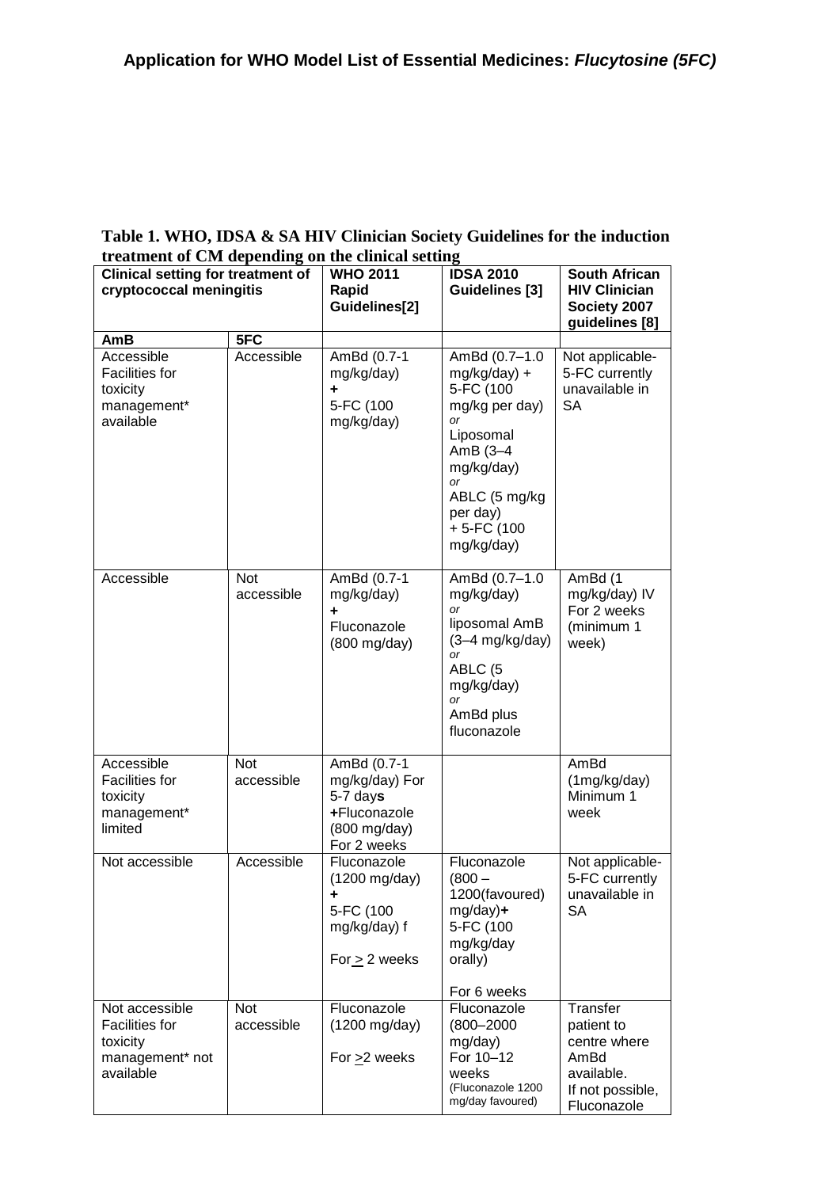**Table 1. WHO, IDSA & SA HIV Clinician Society Guidelines for the induction treatment of CM depending on the clinical setting**

| Clinical setting for treatment of cryptococcal meningitis | | WHO 2011 Rapid Guidelines[2] | IDSA 2010 Guidelines [3] | South African HIV Clinician Society 2007 guidelines [8] |
|---|---|---|---|---|
| **AmB** | **5FC** | | | |
| Accessible Facilities for toxicity management* available | Accessible | AmBd (0.7-1 mg/kg/day) + 5-FC (100 mg/kg/day) | AmBd (0.7–1.0 mg/kg/day) + 5-FC (100 mg/kg per day) *or* Liposomal AmB (3–4 mg/kg/day) *or* ABLC (5 mg/kg per day) + 5-FC (100 mg/kg/day) | Not applicable- 5-FC currently unavailable in SA |
| Accessible | Not accessible | AmBd (0.7-1 mg/kg/day) + Fluconazole (800 mg/day) | AmBd (0.7–1.0 mg/kg/day) *or* liposomal AmB (3–4 mg/kg/day) *or* ABLC (5 mg/kg/day) *or* AmBd plus fluconazole | AmBd (1 mg/kg/day) IV For 2 weeks (minimum 1 week) |
| Accessible Facilities for toxicity management* limited | Not accessible | AmBd (0.7-1 mg/kg/day) For 5-7 day**s** **+**Fluconazole (800 mg/day) For 2 weeks | | AmBd (1mg/kg/day) Minimum 1 week |
| Not accessible | Accessible | Fluconazole (1200 mg/day) + 5-FC (100 mg/kg/day) f For ≥ 2 weeks | Fluconazole (800 – 1200(favoured) mg/day)**+** 5-FC (100 mg/kg/day orally) For 6 weeks | Not applicable- 5-FC currently unavailable in SA |
| Not accessible Facilities for toxicity management* not available | Not accessible | Fluconazole (1200 mg/day) For ≥2 weeks | Fluconazole (800–2000 mg/day) For 10–12 weeks (Fluconazole 1200 mg/day favoured) | Transfer patient to centre where AmBd available. If not possible, Fluconazole |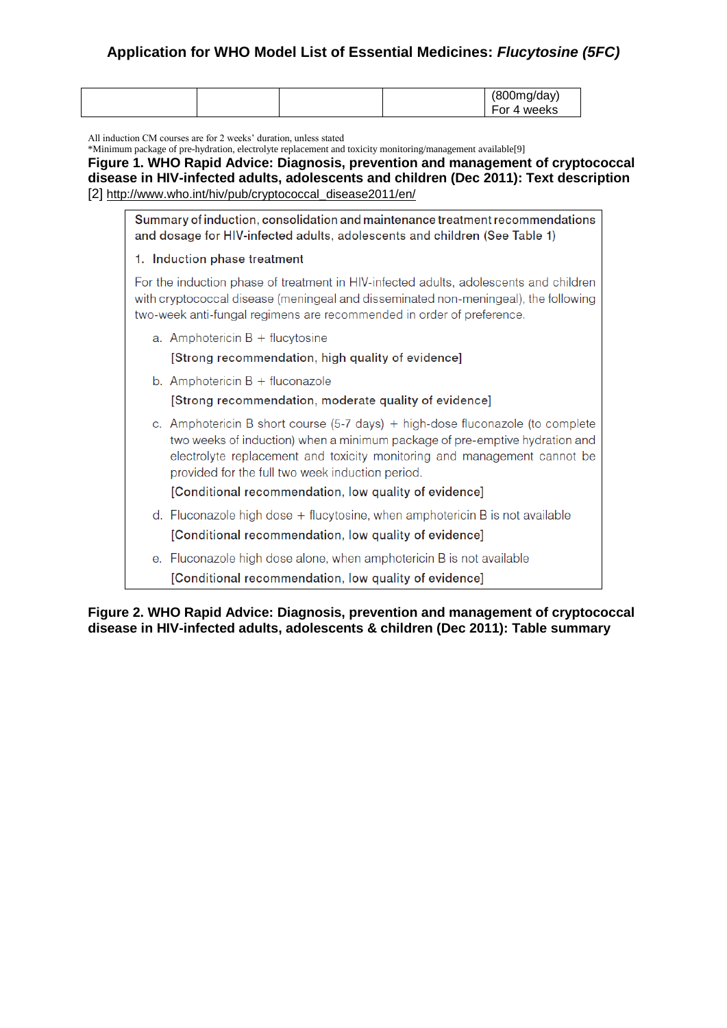| | | | | |
|---|---|---|---|---|
| | | | | (800mg/day) For 4 weeks |

All induction CM courses are for 2 weeks' duration, unless stated
*Minimum package of pre-hydration, electrolyte replacement and toxicity monitoring/management available[9]

**Figure 1. WHO Rapid Advice: Diagnosis, prevention and management of cryptococcal disease in HIV-infected adults, adolescents and children (Dec 2011): Text description** [2] http://www.who.int/hiv/pub/cryptococcal_disease2011/en/

**Summary of induction, consolidation and maintenance treatment recommendations and dosage for HIV-infected adults, adolescents and children (See Table 1)**

1. **Induction phase treatment**

For the induction phase of treatment in HIV-infected adults, adolescents and children with cryptococcal disease (meningeal and disseminated non-meningeal), the following two-week anti-fungal regimens are recommended in order of preference.

a. Amphotericin B + flucytosine
   **[Strong recommendation, high quality of evidence]**

b. Amphotericin B + fluconazole
   **[Strong recommendation, moderate quality of evidence]**

c. Amphotericin B short course (5-7 days) + high-dose fluconazole (to complete two weeks of induction) when a minimum package of pre-emptive hydration and electrolyte replacement and toxicity monitoring and management cannot be provided for the full two week induction period.
   **[Conditional recommendation, low quality of evidence]**

d. Fluconazole high dose + flucytosine, when amphotericin B is not available
   **[Conditional recommendation, low quality of evidence]**

e. Fluconazole high dose alone, when amphotericin B is not available
   **[Conditional recommendation, low quality of evidence]**

**Figure 2. WHO Rapid Advice: Diagnosis, prevention and management of cryptococcal disease in HIV-infected adults, adolescents & children (Dec 2011): Table summary**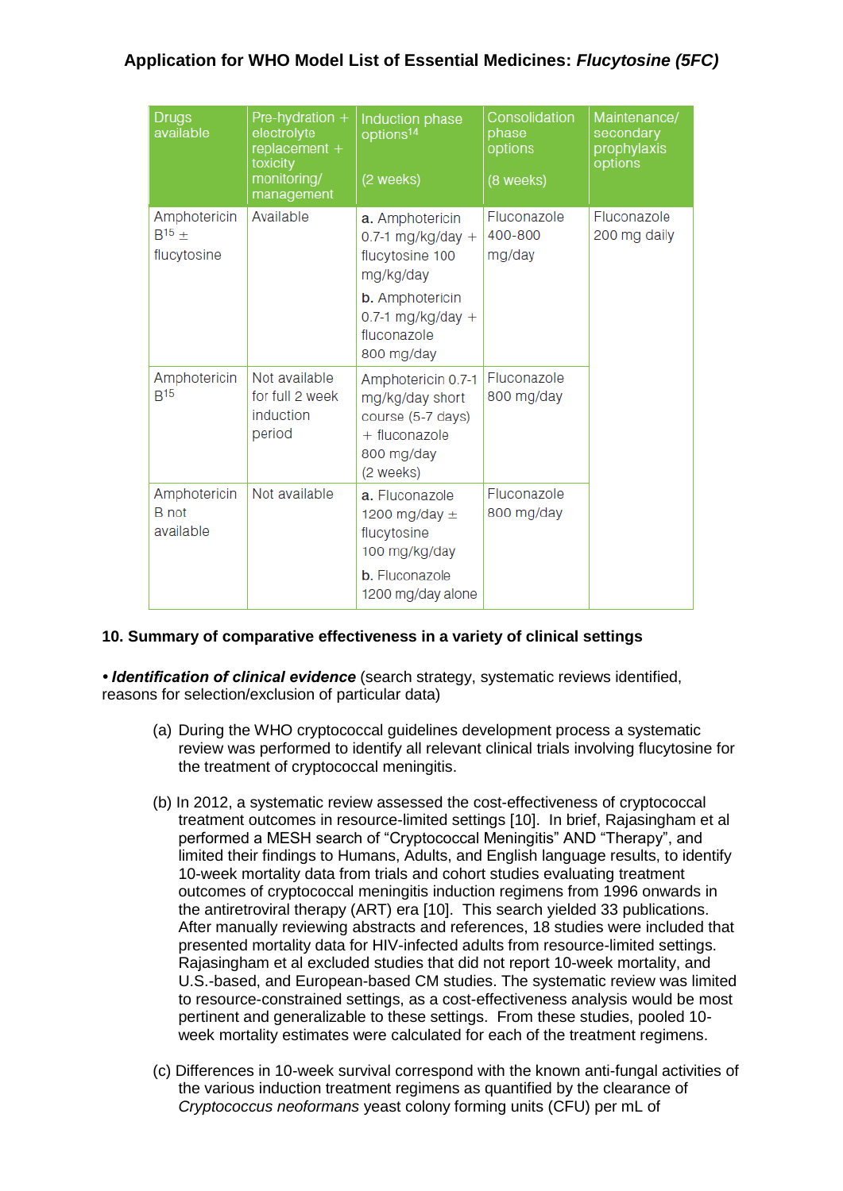# Application for WHO Model List of Essential Medicines: *Flucytosine (5FC)*

| Drugs available | Pre-hydration + electrolyte replacement + toxicity monitoring/ management | Induction phase options[14] (2 weeks) | Consolidation phase options (8 weeks) | Maintenance/ secondary prophylaxis options |
|---|---|---|---|---|
| Amphotericin B[15] ± flucytosine | Available | **a.** Amphotericin 0.7-1 mg/kg/day + flucytosine 100 mg/kg/day<br>**b.** Amphotericin 0.7-1 mg/kg/day + fluconazole 800 mg/day | Fluconazole 400-800 mg/day | Fluconazole 200 mg daily |
| Amphotericin B[15] | Not available for full 2 week induction period | Amphotericin 0.7-1 mg/kg/day short course (5-7 days) + fluconazole 800 mg/day (2 weeks) | Fluconazole 800 mg/day | |
| Amphotericin B not available | Not available | **a.** Fluconazole 1200 mg/day ± flucytosine 100 mg/kg/day<br>**b.** Fluconazole 1200 mg/day alone | Fluconazole 800 mg/day | |

## 10. Summary of comparative effectiveness in a variety of clinical settings

**• *Identification of clinical evidence*** (search strategy, systematic reviews identified, reasons for selection/exclusion of particular data)

(a) During the WHO cryptococcal guidelines development process a systematic review was performed to identify all relevant clinical trials involving flucytosine for the treatment of cryptococcal meningitis.

(b) In 2012, a systematic review assessed the cost-effectiveness of cryptococcal treatment outcomes in resource-limited settings [10]. In brief, Rajasingham et al performed a MESH search of "Cryptococcal Meningitis" AND "Therapy", and limited their findings to Humans, Adults, and English language results, to identify 10-week mortality data from trials and cohort studies evaluating treatment outcomes of cryptococcal meningitis induction regimens from 1996 onwards in the antiretroviral therapy (ART) era [10]. This search yielded 33 publications. After manually reviewing abstracts and references, 18 studies were included that presented mortality data for HIV-infected adults from resource-limited settings. Rajasingham et al excluded studies that did not report 10-week mortality, and U.S.-based, and European-based CM studies. The systematic review was limited to resource-constrained settings, as a cost-effectiveness analysis would be most pertinent and generalizable to these settings. From these studies, pooled 10-week mortality estimates were calculated for each of the treatment regimens.

(c) Differences in 10-week survival correspond with the known anti-fungal activities of the various induction treatment regimens as quantified by the clearance of *Cryptococcus neoformans* yeast colony forming units (CFU) per mL of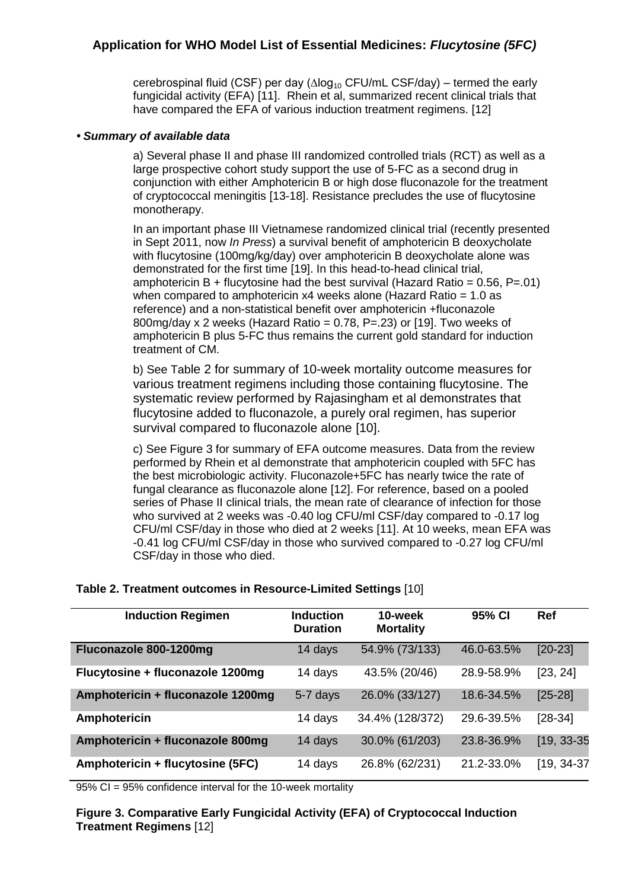cerebrospinal fluid (CSF) per day ($\Delta \log_{10}$ CFU/mL CSF/day) – termed the early fungicidal activity (EFA) [11]. Rhein et al, summarized recent clinical trials that have compared the EFA of various induction treatment regimens. [12]

***• Summary of available data***

a) Several phase II and phase III randomized controlled trials (RCT) as well as a large prospective cohort study support the use of 5-FC as a second drug in conjunction with either Amphotericin B or high dose fluconazole for the treatment of cryptococcal meningitis [13-18]. Resistance precludes the use of flucytosine monotherapy.

In an important phase III Vietnamese randomized clinical trial (recently presented in Sept 2011, now *In Press*) a survival benefit of amphotericin B deoxycholate with flucytosine (100mg/kg/day) over amphotericin B deoxycholate alone was demonstrated for the first time [19]. In this head-to-head clinical trial, amphotericin B + flucytosine had the best survival (Hazard Ratio = 0.56, P=.01) when compared to amphotericin x4 weeks alone (Hazard Ratio = 1.0 as reference) and a non-statistical benefit over amphotericin +fluconazole 800mg/day x 2 weeks (Hazard Ratio = 0.78, P=.23) or [19]. Two weeks of amphotericin B plus 5-FC thus remains the current gold standard for induction treatment of CM.

b) See Table 2 for summary of 10-week mortality outcome measures for various treatment regimens including those containing flucytosine. The systematic review performed by Rajasingham et al demonstrates that flucytosine added to fluconazole, a purely oral regimen, has superior survival compared to fluconazole alone [10].

c) See Figure 3 for summary of EFA outcome measures. Data from the review performed by Rhein et al demonstrate that amphotericin coupled with 5FC has the best microbiologic activity. Fluconazole+5FC has nearly twice the rate of fungal clearance as fluconazole alone [12]. For reference, based on a pooled series of Phase II clinical trials, the mean rate of clearance of infection for those who survived at 2 weeks was -0.40 log CFU/ml CSF/day compared to -0.17 log CFU/ml CSF/day in those who died at 2 weeks [11]. At 10 weeks, mean EFA was -0.41 log CFU/ml CSF/day in those who survived compared to -0.27 log CFU/ml CSF/day in those who died.

**Table 2. Treatment outcomes in Resource-Limited Settings** [10]

| Induction Regimen | Induction Duration | 10-week Mortality | 95% CI | Ref |
|---|---|---|---|---|
| **Fluconazole 800-1200mg** | 14 days | 54.9% (73/133) | 46.0-63.5% | [20-23] |
| **Flucytosine + fluconazole 1200mg** | 14 days | 43.5% (20/46) | 28.9-58.9% | [23, 24] |
| **Amphotericin + fluconazole 1200mg** | 5-7 days | 26.0% (33/127) | 18.6-34.5% | [25-28] |
| **Amphotericin** | 14 days | 34.4% (128/372) | 29.6-39.5% | [28-34] |
| **Amphotericin + fluconazole 800mg** | 14 days | 30.0% (61/203) | 23.8-36.9% | [19, 33-35 |
| **Amphotericin + flucytosine (5FC)** | 14 days | 26.8% (62/231) | 21.2-33.0% | [19, 34-37 |

95% CI = 95% confidence interval for the 10-week mortality

**Figure 3. Comparative Early Fungicidal Activity (EFA) of Cryptococcal Induction Treatment Regimens** [12]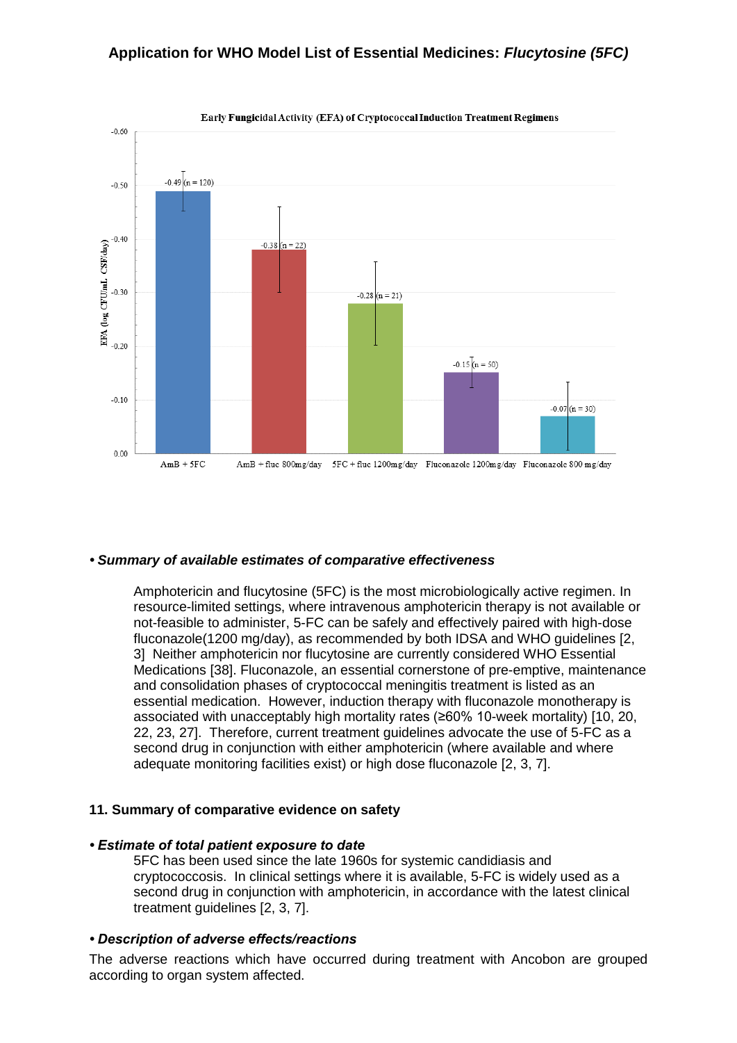Early Fungicidal Activity (EFA) of Cryptococcal Induction Treatment Regimens

EFA (log CFU/mL CSF/day)

-0.60
-0.50
-0.40
-0.30
-0.20
-0.10
0.00

-0.49 (n = 120)
-0.38 (n = 22)
-0.28 (n = 21)
-0.15 (n = 50)
-0.07 (n = 30)

AmB + 5FC
AmB + fluc 800mg/day
5FC + fluc 1200mg/day
Fluconazole 1200mg/day
Fluconazole 800 mg/day

- ***Summary of available estimates of comparative effectiveness***

Amphotericin and flucytosine (5FC) is the most microbiologically active regimen. In resource-limited settings, where intravenous amphotericin therapy is not available or not-feasible to administer, 5-FC can be safely and effectively paired with high-dose fluconazole(1200 mg/day), as recommended by both IDSA and WHO guidelines [2, 3] Neither amphotericin nor flucytosine are currently considered WHO Essential Medications [38]. Fluconazole, an essential cornerstone of pre-emptive, maintenance and consolidation phases of cryptococcal meningitis treatment is listed as an essential medication. However, induction therapy with fluconazole monotherapy is associated with unacceptably high mortality rates (≥60% 10-week mortality) [10, 20, 22, 23, 27]. Therefore, current treatment guidelines advocate the use of 5-FC as a second drug in conjunction with either amphotericin (where available and where adequate monitoring facilities exist) or high dose fluconazole [2, 3, 7].

## 11. Summary of comparative evidence on safety

- ***Estimate of total patient exposure to date***

5FC has been used since the late 1960s for systemic candidiasis and cryptococcosis. In clinical settings where it is available, 5-FC is widely used as a second drug in conjunction with amphotericin, in accordance with the latest clinical treatment guidelines [2, 3, 7].

- ***Description of adverse effects/reactions***

The adverse reactions which have occurred during treatment with Ancobon are grouped according to organ system affected.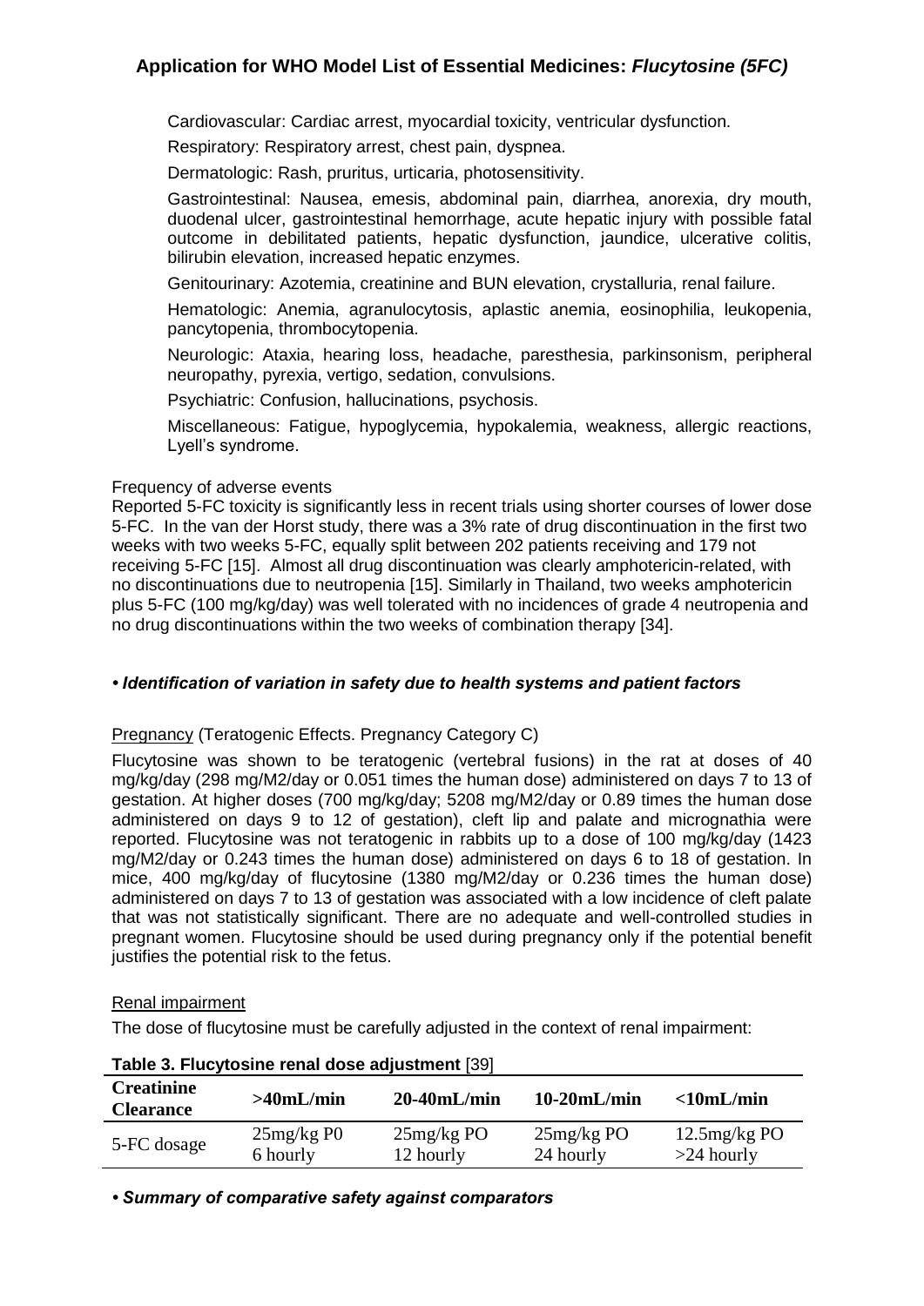Cardiovascular: Cardiac arrest, myocardial toxicity, ventricular dysfunction.

Respiratory: Respiratory arrest, chest pain, dyspnea.

Dermatologic: Rash, pruritus, urticaria, photosensitivity.

Gastrointestinal: Nausea, emesis, abdominal pain, diarrhea, anorexia, dry mouth, duodenal ulcer, gastrointestinal hemorrhage, acute hepatic injury with possible fatal outcome in debilitated patients, hepatic dysfunction, jaundice, ulcerative colitis, bilirubin elevation, increased hepatic enzymes.

Genitourinary: Azotemia, creatinine and BUN elevation, crystalluria, renal failure.

Hematologic: Anemia, agranulocytosis, aplastic anemia, eosinophilia, leukopenia, pancytopenia, thrombocytopenia.

Neurologic: Ataxia, hearing loss, headache, paresthesia, parkinsonism, peripheral neuropathy, pyrexia, vertigo, sedation, convulsions.

Psychiatric: Confusion, hallucinations, psychosis.

Miscellaneous: Fatigue, hypoglycemia, hypokalemia, weakness, allergic reactions, Lyell's syndrome.

Frequency of adverse events

Reported 5-FC toxicity is significantly less in recent trials using shorter courses of lower dose 5-FC. In the van der Horst study, there was a 3% rate of drug discontinuation in the first two weeks with two weeks 5-FC, equally split between 202 patients receiving and 179 not receiving 5-FC [15]. Almost all drug discontinuation was clearly amphotericin-related, with no discontinuations due to neutropenia [15]. Similarly in Thailand, two weeks amphotericin plus 5-FC (100 mg/kg/day) was well tolerated with no incidences of grade 4 neutropenia and no drug discontinuations within the two weeks of combination therapy [34].

### *• Identification of variation in safety due to health systems and patient factors*

Pregnancy (Teratogenic Effects. Pregnancy Category C)

Flucytosine was shown to be teratogenic (vertebral fusions) in the rat at doses of 40 mg/kg/day (298 mg/M2/day or 0.051 times the human dose) administered on days 7 to 13 of gestation. At higher doses (700 mg/kg/day; 5208 mg/M2/day or 0.89 times the human dose administered on days 9 to 12 of gestation), cleft lip and palate and micrognathia were reported. Flucytosine was not teratogenic in rabbits up to a dose of 100 mg/kg/day (1423 mg/M2/day or 0.243 times the human dose) administered on days 6 to 18 of gestation. In mice, 400 mg/kg/day of flucytosine (1380 mg/M2/day or 0.236 times the human dose) administered on days 7 to 13 of gestation was associated with a low incidence of cleft palate that was not statistically significant. There are no adequate and well-controlled studies in pregnant women. Flucytosine should be used during pregnancy only if the potential benefit justifies the potential risk to the fetus.

Renal impairment

The dose of flucytosine must be carefully adjusted in the context of renal impairment:

**Table 3. Flucytosine renal dose adjustment** [39]

| Creatinine Clearance | >40mL/min | 20-40mL/min | 10-20mL/min | <10mL/min |
|---|---|---|---|---|
| 5-FC dosage | 25mg/kg P0 6 hourly | 25mg/kg PO 12 hourly | 25mg/kg PO 24 hourly | 12.5mg/kg PO >24 hourly |

### *• Summary of comparative safety against comparators*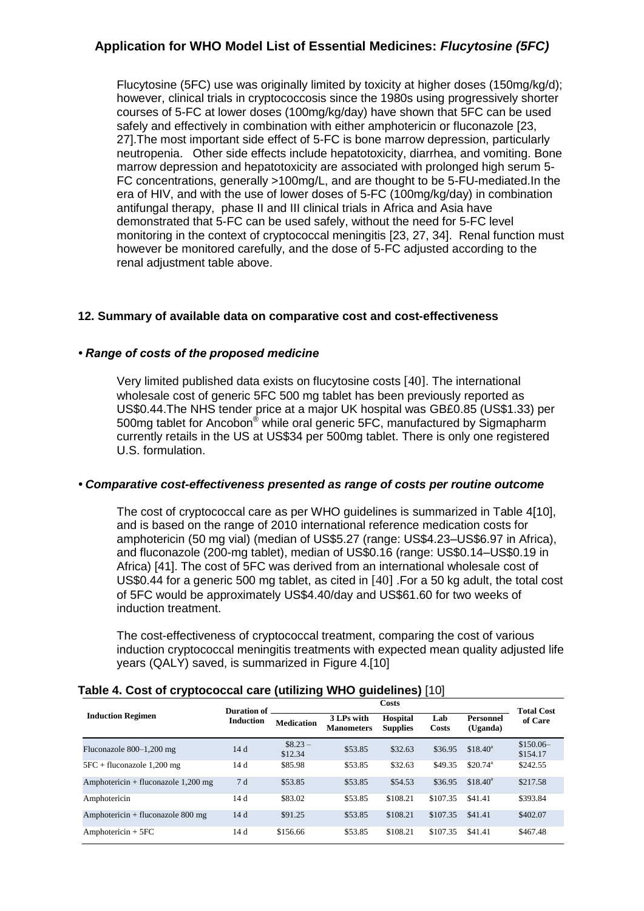Flucytosine (5FC) use was originally limited by toxicity at higher doses (150mg/kg/d); however, clinical trials in cryptococcosis since the 1980s using progressively shorter courses of 5-FC at lower doses (100mg/kg/day) have shown that 5FC can be used safely and effectively in combination with either amphotericin or fluconazole [23, 27].The most important side effect of 5-FC is bone marrow depression, particularly neutropenia. Other side effects include hepatotoxicity, diarrhea, and vomiting. Bone marrow depression and hepatotoxicity are associated with prolonged high serum 5-FC concentrations, generally >100mg/L, and are thought to be 5-FU-mediated.In the era of HIV, and with the use of lower doses of 5-FC (100mg/kg/day) in combination antifungal therapy, phase II and III clinical trials in Africa and Asia have demonstrated that 5-FC can be used safely, without the need for 5-FC level monitoring in the context of cryptococcal meningitis [23, 27, 34]. Renal function must however be monitored carefully, and the dose of 5-FC adjusted according to the renal adjustment table above.

## 12. Summary of available data on comparative cost and cost-effectiveness

### • *Range of costs of the proposed medicine*

Very limited published data exists on flucytosine costs [40]. The international wholesale cost of generic 5FC 500 mg tablet has been previously reported as US$0.44.The NHS tender price at a major UK hospital was GB£0.85 (US$1.33) per 500mg tablet for Ancobon® while oral generic 5FC, manufactured by Sigmapharm currently retails in the US at US$34 per 500mg tablet. There is only one registered U.S. formulation.

### • *Comparative cost-effectiveness presented as range of costs per routine outcome*

The cost of cryptococcal care as per WHO guidelines is summarized in Table 4[10], and is based on the range of 2010 international reference medication costs for amphotericin (50 mg vial) (median of US$5.27 (range: US$4.23–US$6.97 in Africa), and fluconazole (200-mg tablet), median of US$0.16 (range: US$0.14–US$0.19 in Africa) [41]. The cost of 5FC was derived from an international wholesale cost of US$0.44 for a generic 500 mg tablet, as cited in [40] .For a 50 kg adult, the total cost of 5FC would be approximately US$4.40/day and US$61.60 for two weeks of induction treatment.

The cost-effectiveness of cryptococcal treatment, comparing the cost of various induction cryptococcal meningitis treatments with expected mean quality adjusted life years (QALY) saved, is summarized in Figure 4.[10]

**Table 4. Cost of cryptococcal care (utilizing WHO guidelines)** [10]

| Induction Regimen | Duration of Induction | Costs | | | | | Total Cost of Care |
|---|---|---|---|---|---|---|---|
| | | Medication | 3 LPs with Manometers | Hospital Supplies | Lab Costs | Personnel (Uganda) | |
| Fluconazole 800–1,200 mg | 14 d | $8.23 – $12.34 | $53.85 | $32.63 | $36.95 | $18.40[a] | $150.06–$154.17 |
| 5FC + fluconazole 1,200 mg | 14 d | $85.98 | $53.85 | $32.63 | $49.35 | $20.74[a] | $242.55 |
| Amphotericin + fluconazole 1,200 mg | 7 d | $53.85 | $53.85 | $54.53 | $36.95 | $18.40[a] | $217.58 |
| Amphotericin | 14 d | $83.02 | $53.85 | $108.21 | $107.35 | $41.41 | $393.84 |
| Amphotericin + fluconazole 800 mg | 14 d | $91.25 | $53.85 | $108.21 | $107.35 | $41.41 | $402.07 |
| Amphotericin + 5FC | 14 d | $156.66 | $53.85 | $108.21 | $107.35 | $41.41 | $467.48 |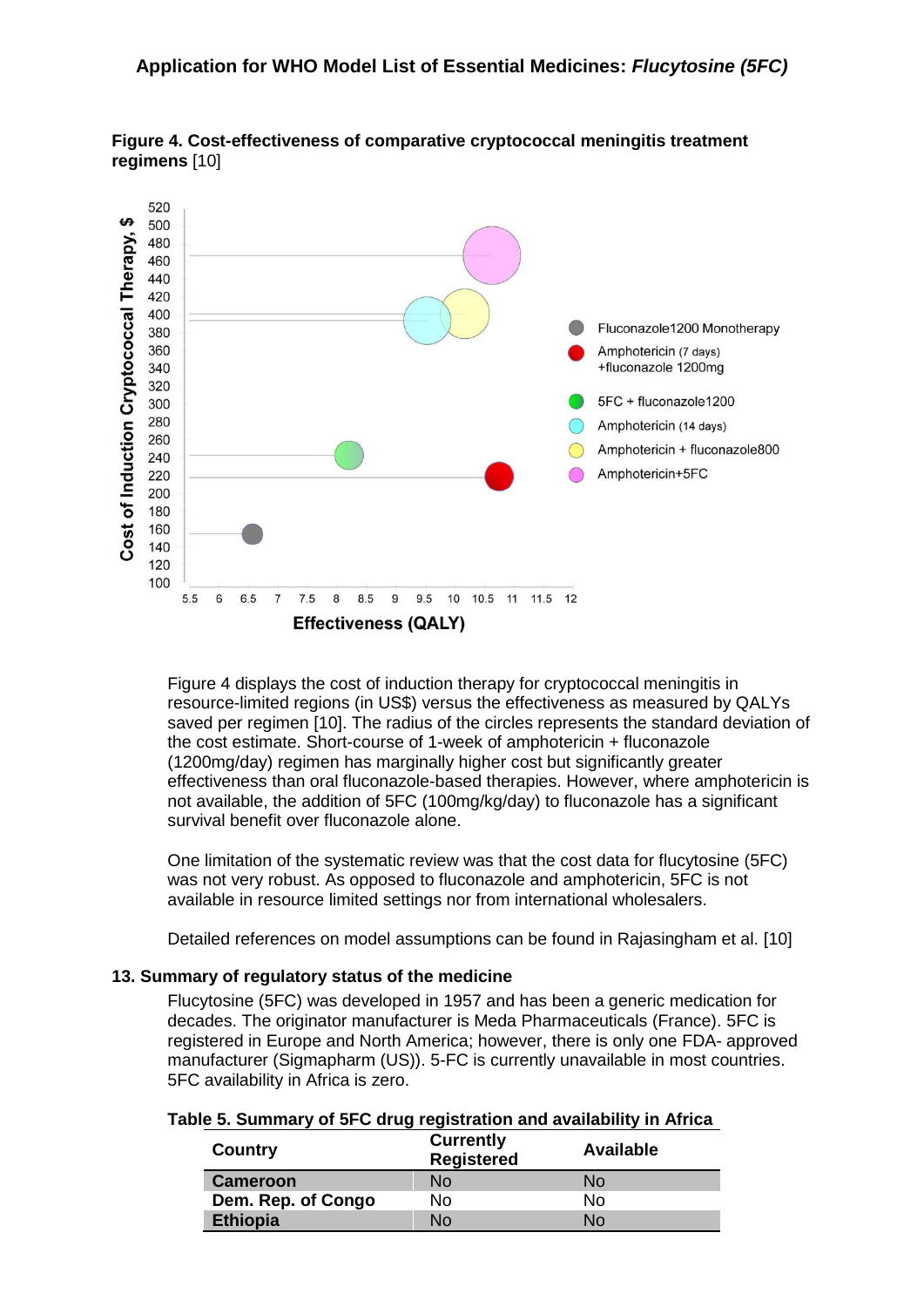**Figure 4. Cost-effectiveness of comparative cryptococcal meningitis treatment regimens** [10]

Cost of Induction Cryptococcal Therapy, $

520
500
480
460
440
420
400
380
360
340
320
300
280
260
240
220
200
180
160
140
120
100

5.5 6 6.5 7 7.5 8 8.5 9 9.5 10 10.5 11 11.5 12

Effectiveness (QALY)

Fluconazole1200 Monotherapy
Amphotericin (7 days) +fluconazole 1200mg
5FC + fluconazole1200
Amphotericin (14 days)
Amphotericin + fluconazole800
Amphotericin+5FC

Figure 4 displays the cost of induction therapy for cryptococcal meningitis in resource-limited regions (in US$) versus the effectiveness as measured by QALYs saved per regimen [10]. The radius of the circles represents the standard deviation of the cost estimate. Short-course of 1-week of amphotericin + fluconazole (1200mg/day) regimen has marginally higher cost but significantly greater effectiveness than oral fluconazole-based therapies. However, where amphotericin is not available, the addition of 5FC (100mg/kg/day) to fluconazole has a significant survival benefit over fluconazole alone.

One limitation of the systematic review was that the cost data for flucytosine (5FC) was not very robust. As opposed to fluconazole and amphotericin, 5FC is not available in resource limited settings nor from international wholesalers.

Detailed references on model assumptions can be found in Rajasingham et al. [10]

## 13. Summary of regulatory status of the medicine

Flucytosine (5FC) was developed in 1957 and has been a generic medication for decades. The originator manufacturer is Meda Pharmaceuticals (France). 5FC is registered in Europe and North America; however, there is only one FDA- approved manufacturer (Sigmapharm (US)). 5-FC is currently unavailable in most countries. 5FC availability in Africa is zero.

**Table 5. Summary of 5FC drug registration and availability in Africa**

| Country | Currently Registered | Available |
|---|---|---|
| **Cameroon** | No | No |
| **Dem. Rep. of Congo** | No | No |
| **Ethiopia** | No | No |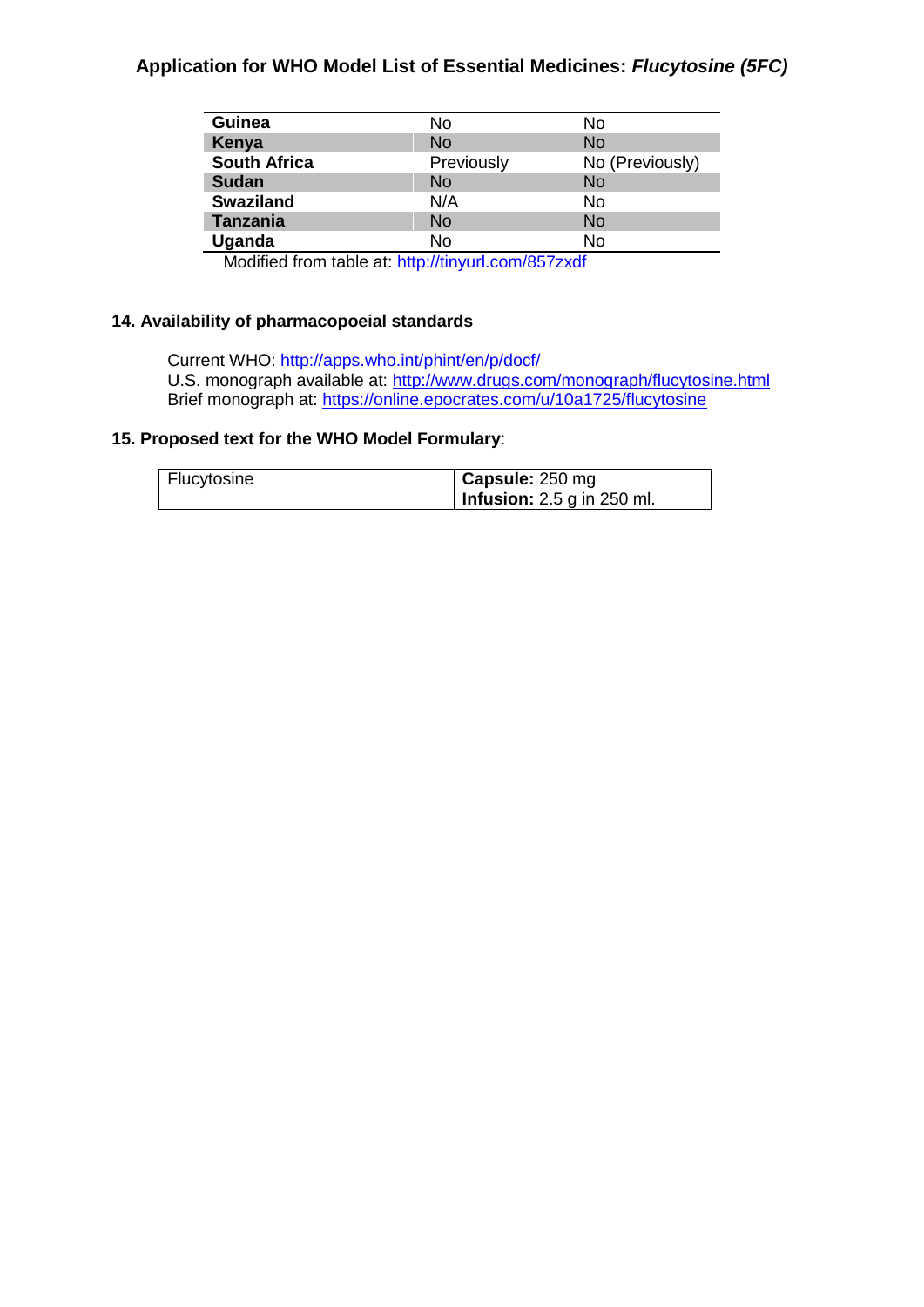| | | |
|---|---|---|
| **Guinea** | No | No |
| **Kenya** | No | No |
| **South Africa** | Previously | No (Previously) |
| **Sudan** | No | No |
| **Swaziland** | N/A | No |
| **Tanzania** | No | No |
| **Uganda** | No | No |

Modified from table at: http://tinyurl.com/857zxdf

### 14. Availability of pharmacopoeial standards

Current WHO: http://apps.who.int/phint/en/p/docf/
U.S. monograph available at: http://www.drugs.com/monograph/flucytosine.html
Brief monograph at: https://online.epocrates.com/u/10a1725/flucytosine

### 15. Proposed text for the WHO Model Formulary:

| | |
|---|---|
| Flucytosine | **Capsule:** 250 mg<br>**Infusion:** 2.5 g in 250 ml. |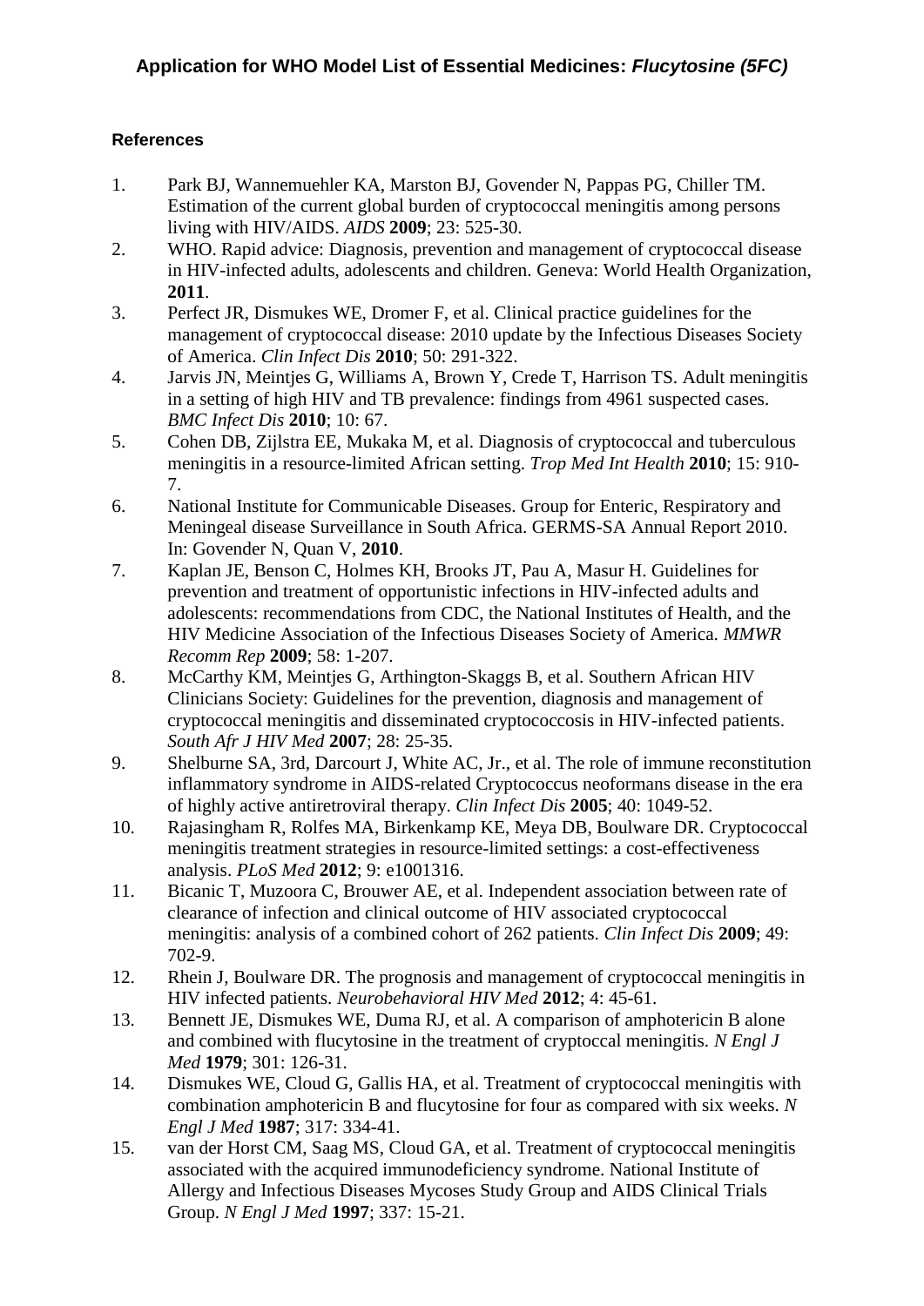**References**

1. Park BJ, Wannemuehler KA, Marston BJ, Govender N, Pappas PG, Chiller TM. Estimation of the current global burden of cryptococcal meningitis among persons living with HIV/AIDS. *AIDS* **2009**; 23: 525-30.
2. WHO. Rapid advice: Diagnosis, prevention and management of cryptococcal disease in HIV-infected adults, adolescents and children. Geneva: World Health Organization, **2011**.
3. Perfect JR, Dismukes WE, Dromer F, et al. Clinical practice guidelines for the management of cryptococcal disease: 2010 update by the Infectious Diseases Society of America. *Clin Infect Dis* **2010**; 50: 291-322.
4. Jarvis JN, Meintjes G, Williams A, Brown Y, Crede T, Harrison TS. Adult meningitis in a setting of high HIV and TB prevalence: findings from 4961 suspected cases. *BMC Infect Dis* **2010**; 10: 67.
5. Cohen DB, Zijlstra EE, Mukaka M, et al. Diagnosis of cryptococcal and tuberculous meningitis in a resource-limited African setting. *Trop Med Int Health* **2010**; 15: 910-7.
6. National Institute for Communicable Diseases. Group for Enteric, Respiratory and Meningeal disease Surveillance in South Africa. GERMS-SA Annual Report 2010. In: Govender N, Quan V, **2010**.
7. Kaplan JE, Benson C, Holmes KH, Brooks JT, Pau A, Masur H. Guidelines for prevention and treatment of opportunistic infections in HIV-infected adults and adolescents: recommendations from CDC, the National Institutes of Health, and the HIV Medicine Association of the Infectious Diseases Society of America. *MMWR Recomm Rep* **2009**; 58: 1-207.
8. McCarthy KM, Meintjes G, Arthington-Skaggs B, et al. Southern African HIV Clinicians Society: Guidelines for the prevention, diagnosis and management of cryptococcal meningitis and disseminated cryptococcosis in HIV-infected patients. *South Afr J HIV Med* **2007**; 28: 25-35.
9. Shelburne SA, 3rd, Darcourt J, White AC, Jr., et al. The role of immune reconstitution inflammatory syndrome in AIDS-related Cryptococcus neoformans disease in the era of highly active antiretroviral therapy. *Clin Infect Dis* **2005**; 40: 1049-52.
10. Rajasingham R, Rolfes MA, Birkenkamp KE, Meya DB, Boulware DR. Cryptococcal meningitis treatment strategies in resource-limited settings: a cost-effectiveness analysis. *PLoS Med* **2012**; 9: e1001316.
11. Bicanic T, Muzoora C, Brouwer AE, et al. Independent association between rate of clearance of infection and clinical outcome of HIV associated cryptococcal meningitis: analysis of a combined cohort of 262 patients. *Clin Infect Dis* **2009**; 49: 702-9.
12. Rhein J, Boulware DR. The prognosis and management of cryptococcal meningitis in HIV infected patients. *Neurobehavioral HIV Med* **2012**; 4: 45-61.
13. Bennett JE, Dismukes WE, Duma RJ, et al. A comparison of amphotericin B alone and combined with flucytosine in the treatment of cryptoccal meningitis. *N Engl J Med* **1979**; 301: 126-31.
14. Dismukes WE, Cloud G, Gallis HA, et al. Treatment of cryptococcal meningitis with combination amphotericin B and flucytosine for four as compared with six weeks. *N Engl J Med* **1987**; 317: 334-41.
15. van der Horst CM, Saag MS, Cloud GA, et al. Treatment of cryptococcal meningitis associated with the acquired immunodeficiency syndrome. National Institute of Allergy and Infectious Diseases Mycoses Study Group and AIDS Clinical Trials Group. *N Engl J Med* **1997**; 337: 15-21.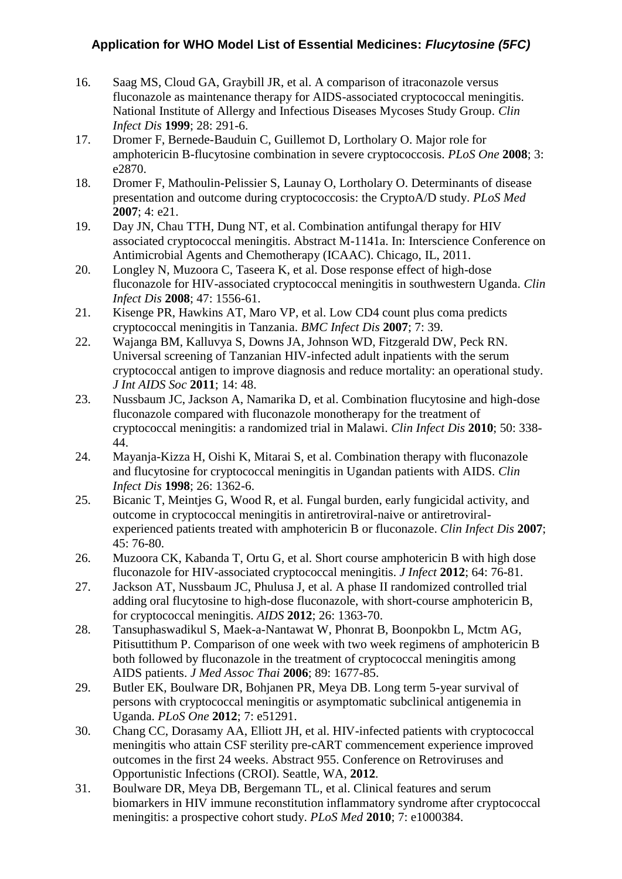16. Saag MS, Cloud GA, Graybill JR, et al. A comparison of itraconazole versus fluconazole as maintenance therapy for AIDS-associated cryptococcal meningitis. National Institute of Allergy and Infectious Diseases Mycoses Study Group. *Clin Infect Dis* **1999**; 28: 291-6.
17. Dromer F, Bernede-Bauduin C, Guillemot D, Lortholary O. Major role for amphotericin B-flucytosine combination in severe cryptococcosis. *PLoS One* **2008**; 3: e2870.
18. Dromer F, Mathoulin-Pelissier S, Launay O, Lortholary O. Determinants of disease presentation and outcome during cryptococcosis: the CryptoA/D study. *PLoS Med* **2007**; 4: e21.
19. Day JN, Chau TTH, Dung NT, et al. Combination antifungal therapy for HIV associated cryptococcal meningitis. Abstract M-1141a. In: Interscience Conference on Antimicrobial Agents and Chemotherapy (ICAAC). Chicago, IL, 2011.
20. Longley N, Muzoora C, Taseera K, et al. Dose response effect of high-dose fluconazole for HIV-associated cryptococcal meningitis in southwestern Uganda. *Clin Infect Dis* **2008**; 47: 1556-61.
21. Kisenge PR, Hawkins AT, Maro VP, et al. Low CD4 count plus coma predicts cryptococcal meningitis in Tanzania. *BMC Infect Dis* **2007**; 7: 39.
22. Wajanga BM, Kalluvya S, Downs JA, Johnson WD, Fitzgerald DW, Peck RN. Universal screening of Tanzanian HIV-infected adult inpatients with the serum cryptococcal antigen to improve diagnosis and reduce mortality: an operational study. *J Int AIDS Soc* **2011**; 14: 48.
23. Nussbaum JC, Jackson A, Namarika D, et al. Combination flucytosine and high-dose fluconazole compared with fluconazole monotherapy for the treatment of cryptococcal meningitis: a randomized trial in Malawi. *Clin Infect Dis* **2010**; 50: 338-44.
24. Mayanja-Kizza H, Oishi K, Mitarai S, et al. Combination therapy with fluconazole and flucytosine for cryptococcal meningitis in Ugandan patients with AIDS. *Clin Infect Dis* **1998**; 26: 1362-6.
25. Bicanic T, Meintjes G, Wood R, et al. Fungal burden, early fungicidal activity, and outcome in cryptococcal meningitis in antiretroviral-naive or antiretroviral-experienced patients treated with amphotericin B or fluconazole. *Clin Infect Dis* **2007**; 45: 76-80.
26. Muzoora CK, Kabanda T, Ortu G, et al. Short course amphotericin B with high dose fluconazole for HIV-associated cryptococcal meningitis. *J Infect* **2012**; 64: 76-81.
27. Jackson AT, Nussbaum JC, Phulusa J, et al. A phase II randomized controlled trial adding oral flucytosine to high-dose fluconazole, with short-course amphotericin B, for cryptococcal meningitis. *AIDS* **2012**; 26: 1363-70.
28. Tansuphaswadikul S, Maek-a-Nantawat W, Phonrat B, Boonpokbn L, Mctm AG, Pitisuttithum P. Comparison of one week with two week regimens of amphotericin B both followed by fluconazole in the treatment of cryptococcal meningitis among AIDS patients. *J Med Assoc Thai* **2006**; 89: 1677-85.
29. Butler EK, Boulware DR, Bohjanen PR, Meya DB. Long term 5-year survival of persons with cryptococcal meningitis or asymptomatic subclinical antigenemia in Uganda. *PLoS One* **2012**; 7: e51291.
30. Chang CC, Dorasamy AA, Elliott JH, et al. HIV-infected patients with cryptococcal meningitis who attain CSF sterility pre-cART commencement experience improved outcomes in the first 24 weeks. Abstract 955. Conference on Retroviruses and Opportunistic Infections (CROI). Seattle, WA, **2012**.
31. Boulware DR, Meya DB, Bergemann TL, et al. Clinical features and serum biomarkers in HIV immune reconstitution inflammatory syndrome after cryptococcal meningitis: a prospective cohort study. *PLoS Med* **2010**; 7: e1000384.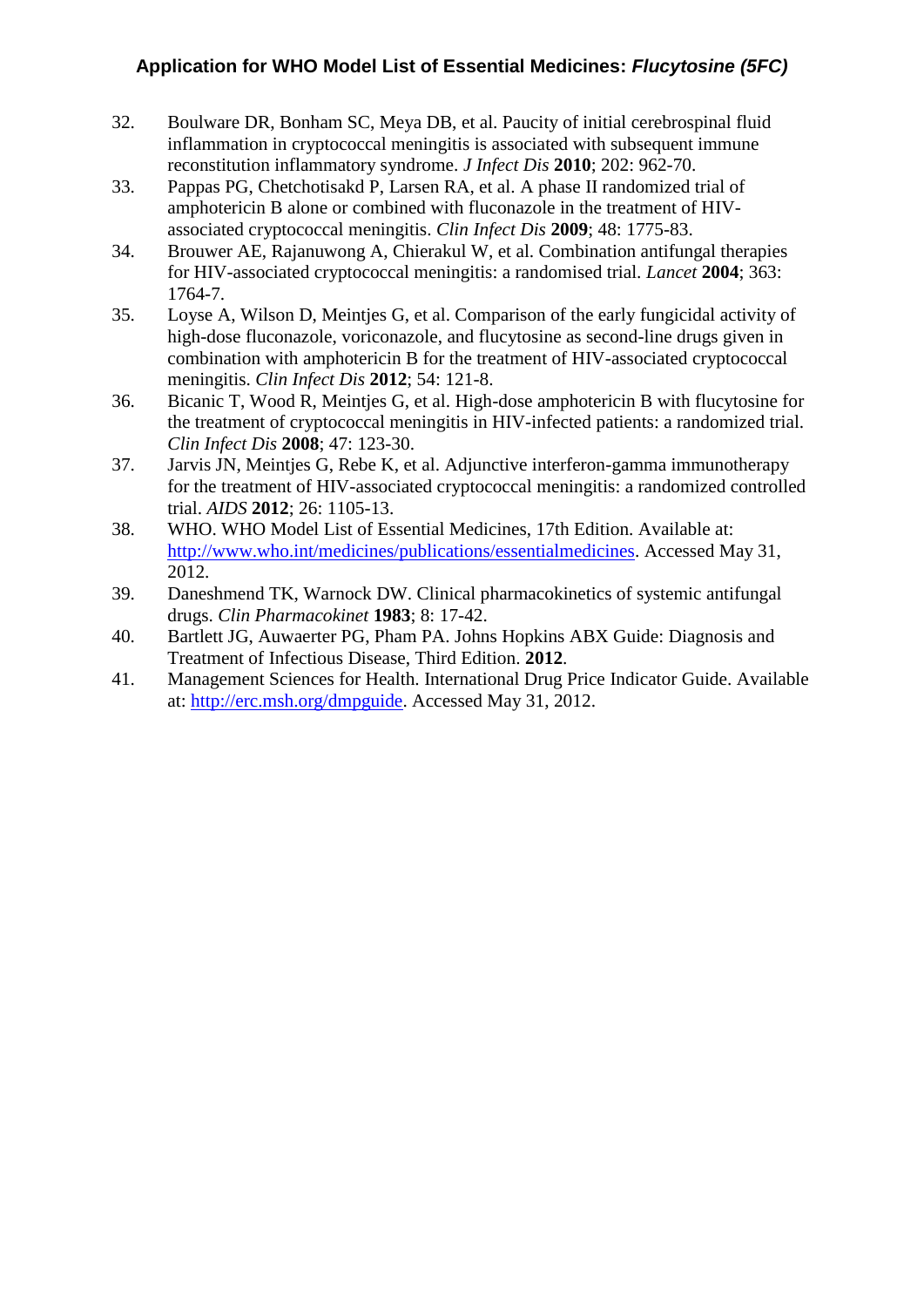32. Boulware DR, Bonham SC, Meya DB, et al. Paucity of initial cerebrospinal fluid inflammation in cryptococcal meningitis is associated with subsequent immune reconstitution inflammatory syndrome. *J Infect Dis* **2010**; 202: 962-70.
33. Pappas PG, Chetchotisakd P, Larsen RA, et al. A phase II randomized trial of amphotericin B alone or combined with fluconazole in the treatment of HIV-associated cryptococcal meningitis. *Clin Infect Dis* **2009**; 48: 1775-83.
34. Brouwer AE, Rajanuwong A, Chierakul W, et al. Combination antifungal therapies for HIV-associated cryptococcal meningitis: a randomised trial. *Lancet* **2004**; 363: 1764-7.
35. Loyse A, Wilson D, Meintjes G, et al. Comparison of the early fungicidal activity of high-dose fluconazole, voriconazole, and flucytosine as second-line drugs given in combination with amphotericin B for the treatment of HIV-associated cryptococcal meningitis. *Clin Infect Dis* **2012**; 54: 121-8.
36. Bicanic T, Wood R, Meintjes G, et al. High-dose amphotericin B with flucytosine for the treatment of cryptococcal meningitis in HIV-infected patients: a randomized trial. *Clin Infect Dis* **2008**; 47: 123-30.
37. Jarvis JN, Meintjes G, Rebe K, et al. Adjunctive interferon-gamma immunotherapy for the treatment of HIV-associated cryptococcal meningitis: a randomized controlled trial. *AIDS* **2012**; 26: 1105-13.
38. WHO. WHO Model List of Essential Medicines, 17th Edition. Available at: http://www.who.int/medicines/publications/essentialmedicines. Accessed May 31, 2012.
39. Daneshmend TK, Warnock DW. Clinical pharmacokinetics of systemic antifungal drugs. *Clin Pharmacokinet* **1983**; 8: 17-42.
40. Bartlett JG, Auwaerter PG, Pham PA. Johns Hopkins ABX Guide: Diagnosis and Treatment of Infectious Disease, Third Edition. **2012**.
41. Management Sciences for Health. International Drug Price Indicator Guide. Available at: http://erc.msh.org/dmpguide. Accessed May 31, 2012.